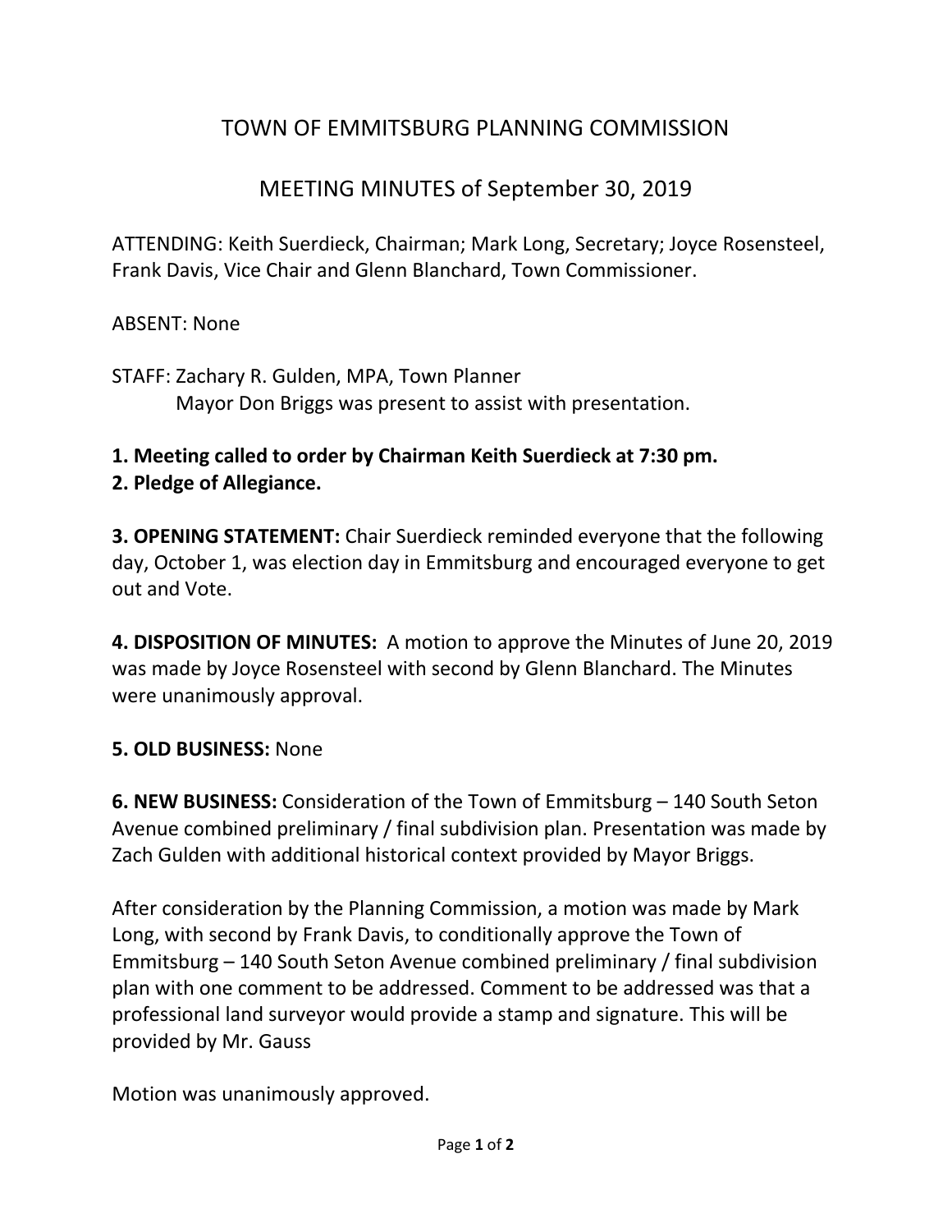# TOWN OF EMMITSBURG PLANNING COMMISSION

## MEETING MINUTES of September 30, 2019

ATTENDING: Keith Suerdieck, Chairman; Mark Long, Secretary; Joyce Rosensteel, Frank Davis, Vice Chair and Glenn Blanchard, Town Commissioner.

ABSENT: None

STAFF: Zachary R. Gulden, MPA, Town Planner
Mayor Don Briggs was present to assist with presentation.

**1. Meeting called to order by Chairman Keith Suerdieck at 7:30 pm.**
**2. Pledge of Allegiance.**

**3. OPENING STATEMENT:** Chair Suerdieck reminded everyone that the following day, October 1, was election day in Emmitsburg and encouraged everyone to get out and Vote.

**4. DISPOSITION OF MINUTES:** A motion to approve the Minutes of June 20, 2019 was made by Joyce Rosensteel with second by Glenn Blanchard. The Minutes were unanimously approval.

**5. OLD BUSINESS:** None

**6. NEW BUSINESS:** Consideration of the Town of Emmitsburg – 140 South Seton Avenue combined preliminary / final subdivision plan. Presentation was made by Zach Gulden with additional historical context provided by Mayor Briggs.

After consideration by the Planning Commission, a motion was made by Mark Long, with second by Frank Davis, to conditionally approve the Town of Emmitsburg – 140 South Seton Avenue combined preliminary / final subdivision plan with one comment to be addressed. Comment to be addressed was that a professional land surveyor would provide a stamp and signature. This will be provided by Mr. Gauss

Motion was unanimously approved.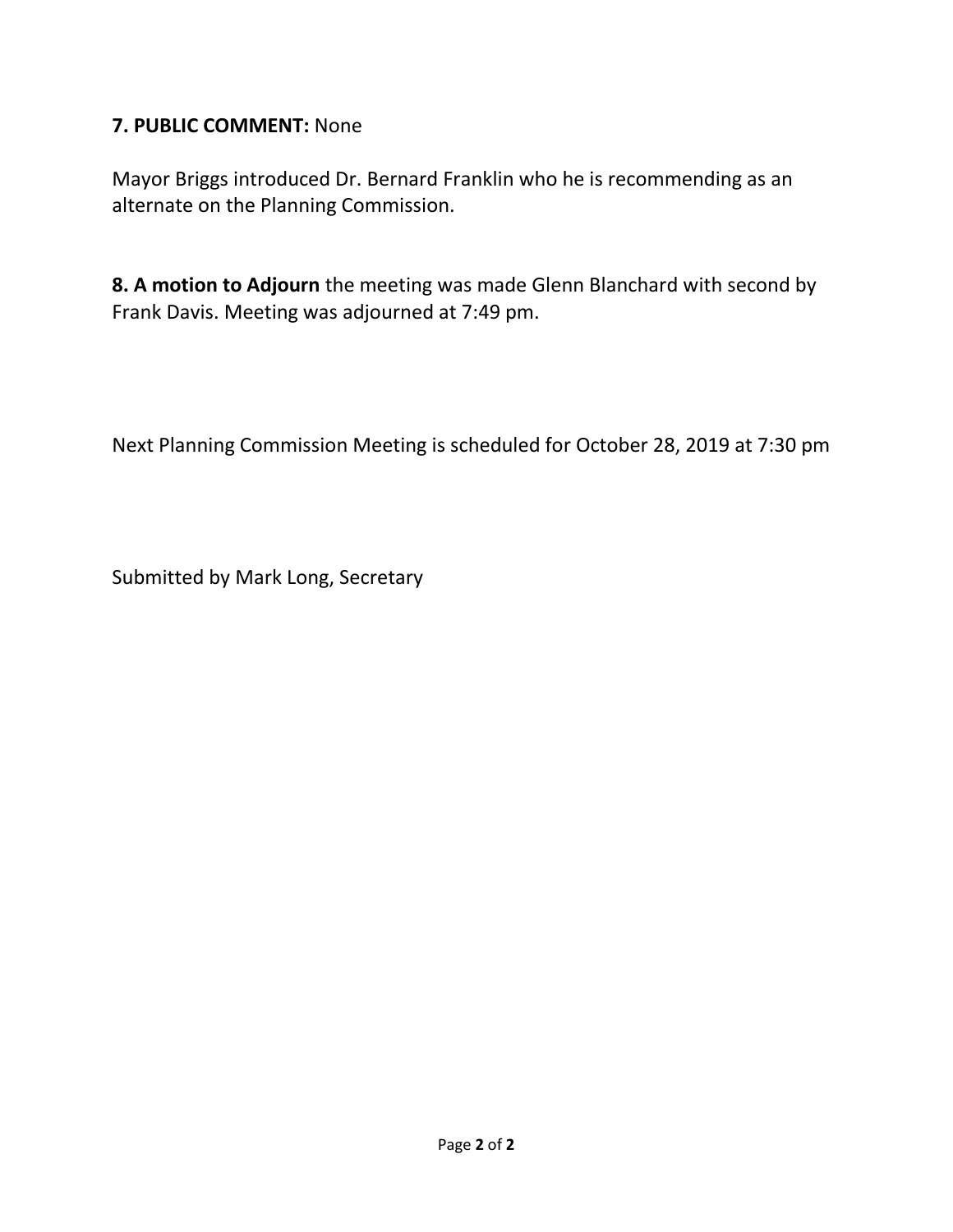**7. PUBLIC COMMENT:** None

Mayor Briggs introduced Dr. Bernard Franklin who he is recommending as an alternate on the Planning Commission.

**8. A motion to Adjourn** the meeting was made Glenn Blanchard with second by Frank Davis. Meeting was adjourned at 7:49 pm.

Next Planning Commission Meeting is scheduled for October 28, 2019 at 7:30 pm

Submitted by Mark Long, Secretary